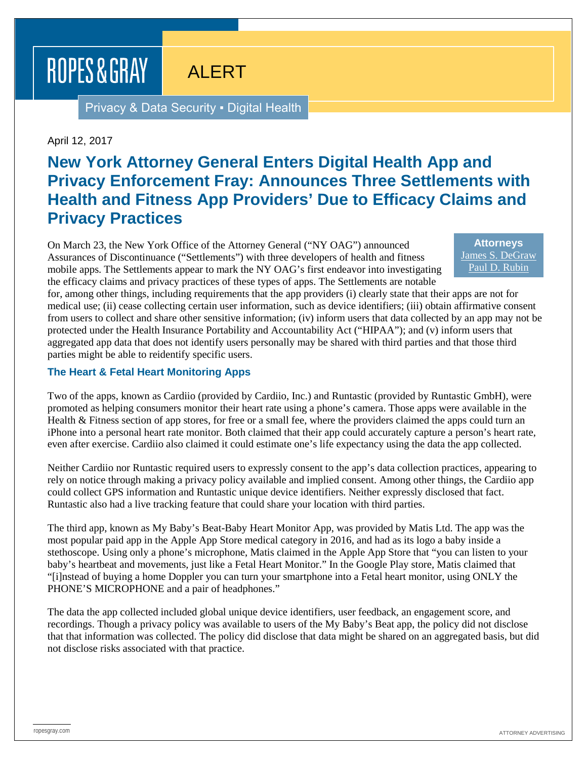ROPES & GRAY

ALERT

Privacy & Data Security ▪ Digital Health

April 12, 2017

# New York Attorney General Enters Digital Health App and Privacy Enforcement Fray: Announces Three Settlements with Health and Fitness App Providers' Due to Efficacy Claims and Privacy Practices

**Attorneys**
James S. DeGraw
Paul D. Rubin

On March 23, the New York Office of the Attorney General ("NY OAG") announced Assurances of Discontinuance ("Settlements") with three developers of health and fitness mobile apps. The Settlements appear to mark the NY OAG's first endeavor into investigating the efficacy claims and privacy practices of these types of apps. The Settlements are notable for, among other things, including requirements that the app providers (i) clearly state that their apps are not for medical use; (ii) cease collecting certain user information, such as device identifiers; (iii) obtain affirmative consent from users to collect and share other sensitive information; (iv) inform users that data collected by an app may not be protected under the Health Insurance Portability and Accountability Act ("HIPAA"); and (v) inform users that aggregated app data that does not identify users personally may be shared with third parties and that those third parties might be able to reidentify specific users.

### The Heart & Fetal Heart Monitoring Apps

Two of the apps, known as Cardiio (provided by Cardiio, Inc.) and Runtastic (provided by Runtastic GmbH), were promoted as helping consumers monitor their heart rate using a phone's camera. Those apps were available in the Health & Fitness section of app stores, for free or a small fee, where the providers claimed the apps could turn an iPhone into a personal heart rate monitor. Both claimed that their app could accurately capture a person's heart rate, even after exercise. Cardiio also claimed it could estimate one's life expectancy using the data the app collected.

Neither Cardiio nor Runtastic required users to expressly consent to the app's data collection practices, appearing to rely on notice through making a privacy policy available and implied consent. Among other things, the Cardiio app could collect GPS information and Runtastic unique device identifiers. Neither expressly disclosed that fact. Runtastic also had a live tracking feature that could share your location with third parties.

The third app, known as My Baby's Beat-Baby Heart Monitor App, was provided by Matis Ltd. The app was the most popular paid app in the Apple App Store medical category in 2016, and had as its logo a baby inside a stethoscope. Using only a phone's microphone, Matis claimed in the Apple App Store that "you can listen to your baby's heartbeat and movements, just like a Fetal Heart Monitor." In the Google Play store, Matis claimed that "[i]nstead of buying a home Doppler you can turn your smartphone into a Fetal heart monitor, using ONLY the PHONE'S MICROPHONE and a pair of headphones."

The data the app collected included global unique device identifiers, user feedback, an engagement score, and recordings. Though a privacy policy was available to users of the My Baby's Beat app, the policy did not disclose that that information was collected. The policy did disclose that data might be shared on an aggregated basis, but did not disclose risks associated with that practice.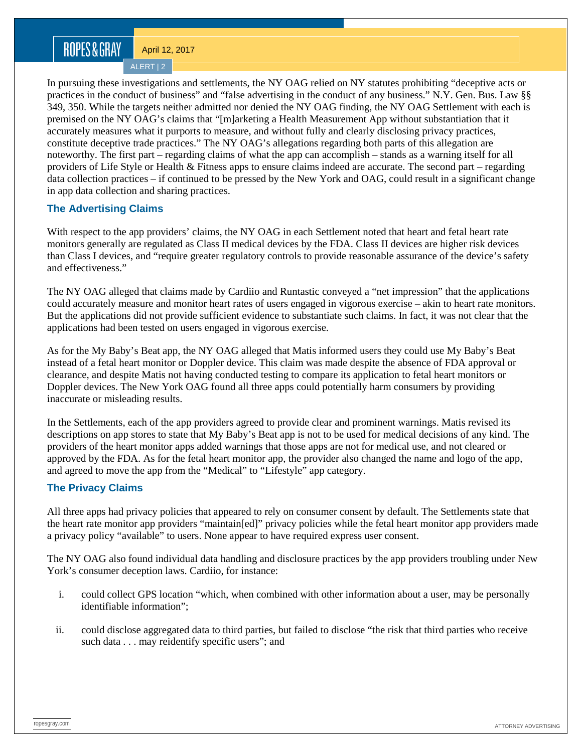In pursuing these investigations and settlements, the NY OAG relied on NY statutes prohibiting "deceptive acts or practices in the conduct of business" and "false advertising in the conduct of any business." N.Y. Gen. Bus. Law §§ 349, 350. While the targets neither admitted nor denied the NY OAG finding, the NY OAG Settlement with each is premised on the NY OAG's claims that "[m]arketing a Health Measurement App without substantiation that it accurately measures what it purports to measure, and without fully and clearly disclosing privacy practices, constitute deceptive trade practices." The NY OAG's allegations regarding both parts of this allegation are noteworthy. The first part – regarding claims of what the app can accomplish – stands as a warning itself for all providers of Life Style or Health & Fitness apps to ensure claims indeed are accurate. The second part – regarding data collection practices – if continued to be pressed by the New York and OAG, could result in a significant change in app data collection and sharing practices.

### The Advertising Claims

With respect to the app providers' claims, the NY OAG in each Settlement noted that heart and fetal heart rate monitors generally are regulated as Class II medical devices by the FDA. Class II devices are higher risk devices than Class I devices, and "require greater regulatory controls to provide reasonable assurance of the device's safety and effectiveness."

The NY OAG alleged that claims made by Cardiio and Runtastic conveyed a "net impression" that the applications could accurately measure and monitor heart rates of users engaged in vigorous exercise – akin to heart rate monitors. But the applications did not provide sufficient evidence to substantiate such claims. In fact, it was not clear that the applications had been tested on users engaged in vigorous exercise.

As for the My Baby's Beat app, the NY OAG alleged that Matis informed users they could use My Baby's Beat instead of a fetal heart monitor or Doppler device. This claim was made despite the absence of FDA approval or clearance, and despite Matis not having conducted testing to compare its application to fetal heart monitors or Doppler devices. The New York OAG found all three apps could potentially harm consumers by providing inaccurate or misleading results.

In the Settlements, each of the app providers agreed to provide clear and prominent warnings. Matis revised its descriptions on app stores to state that My Baby's Beat app is not to be used for medical decisions of any kind. The providers of the heart monitor apps added warnings that those apps are not for medical use, and not cleared or approved by the FDA. As for the fetal heart monitor app, the provider also changed the name and logo of the app, and agreed to move the app from the "Medical" to "Lifestyle" app category.

### The Privacy Claims

All three apps had privacy policies that appeared to rely on consumer consent by default. The Settlements state that the heart rate monitor app providers "maintain[ed]" privacy policies while the fetal heart monitor app providers made a privacy policy "available" to users. None appear to have required express user consent.

The NY OAG also found individual data handling and disclosure practices by the app providers troubling under New York's consumer deception laws. Cardiio, for instance:

i. could collect GPS location "which, when combined with other information about a user, may be personally identifiable information";

ii. could disclose aggregated data to third parties, but failed to disclose "the risk that third parties who receive such data . . . may reidentify specific users"; and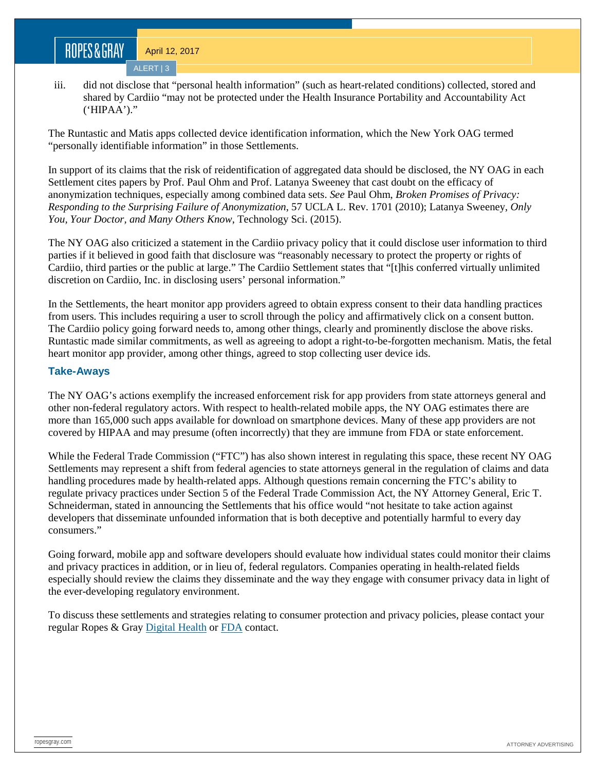iii. did not disclose that "personal health information" (such as heart-related conditions) collected, stored and shared by Cardiio "may not be protected under the Health Insurance Portability and Accountability Act ('HIPAA')."

The Runtastic and Matis apps collected device identification information, which the New York OAG termed "personally identifiable information" in those Settlements.

In support of its claims that the risk of reidentification of aggregated data should be disclosed, the NY OAG in each Settlement cites papers by Prof. Paul Ohm and Prof. Latanya Sweeney that cast doubt on the efficacy of anonymization techniques, especially among combined data sets. *See* Paul Ohm, *Broken Promises of Privacy: Responding to the Surprising Failure of Anonymization*, 57 UCLA L. Rev. 1701 (2010); Latanya Sweeney, *Only You, Your Doctor, and Many Others Know*, Technology Sci. (2015).

The NY OAG also criticized a statement in the Cardiio privacy policy that it could disclose user information to third parties if it believed in good faith that disclosure was "reasonably necessary to protect the property or rights of Cardiio, third parties or the public at large." The Cardiio Settlement states that "[t]his conferred virtually unlimited discretion on Cardiio, Inc. in disclosing users' personal information."

In the Settlements, the heart monitor app providers agreed to obtain express consent to their data handling practices from users. This includes requiring a user to scroll through the policy and affirmatively click on a consent button. The Cardiio policy going forward needs to, among other things, clearly and prominently disclose the above risks. Runtastic made similar commitments, as well as agreeing to adopt a right-to-be-forgotten mechanism. Matis, the fetal heart monitor app provider, among other things, agreed to stop collecting user device ids.

## Take-Aways

The NY OAG's actions exemplify the increased enforcement risk for app providers from state attorneys general and other non-federal regulatory actors. With respect to health-related mobile apps, the NY OAG estimates there are more than 165,000 such apps available for download on smartphone devices. Many of these app providers are not covered by HIPAA and may presume (often incorrectly) that they are immune from FDA or state enforcement.

While the Federal Trade Commission ("FTC") has also shown interest in regulating this space, these recent NY OAG Settlements may represent a shift from federal agencies to state attorneys general in the regulation of claims and data handling procedures made by health-related apps. Although questions remain concerning the FTC's ability to regulate privacy practices under Section 5 of the Federal Trade Commission Act, the NY Attorney General, Eric T. Schneiderman, stated in announcing the Settlements that his office would "not hesitate to take action against developers that disseminate unfounded information that is both deceptive and potentially harmful to every day consumers."

Going forward, mobile app and software developers should evaluate how individual states could monitor their claims and privacy practices in addition, or in lieu of, federal regulators. Companies operating in health-related fields especially should review the claims they disseminate and the way they engage with consumer privacy data in light of the ever-developing regulatory environment.

To discuss these settlements and strategies relating to consumer protection and privacy policies, please contact your regular Ropes & Gray Digital Health or FDA contact.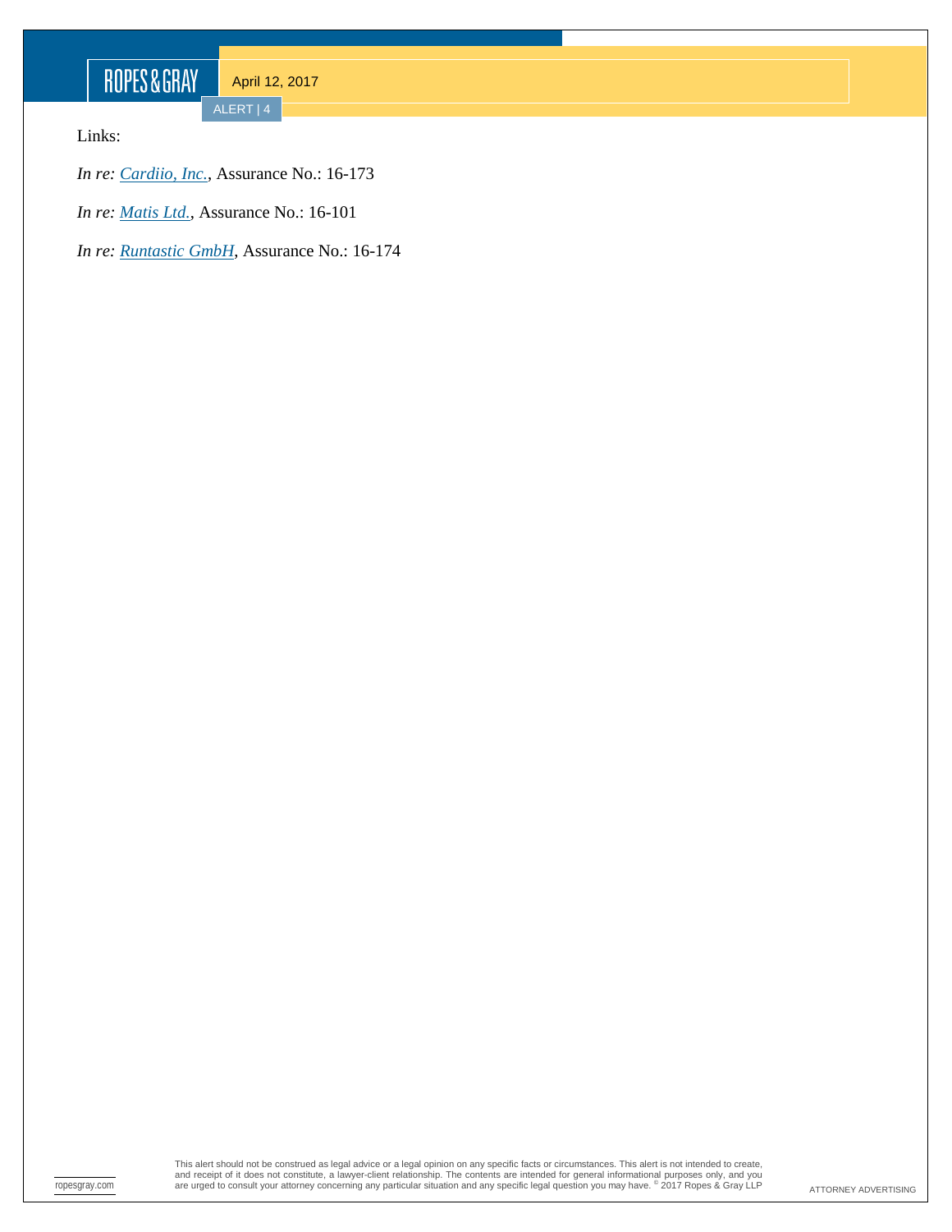Links:

*In re: Cardiio, Inc.*, Assurance No.: 16-173

*In re: Matis Ltd.*, Assurance No.: 16-101

*In re: Runtastic GmbH*, Assurance No.: 16-174